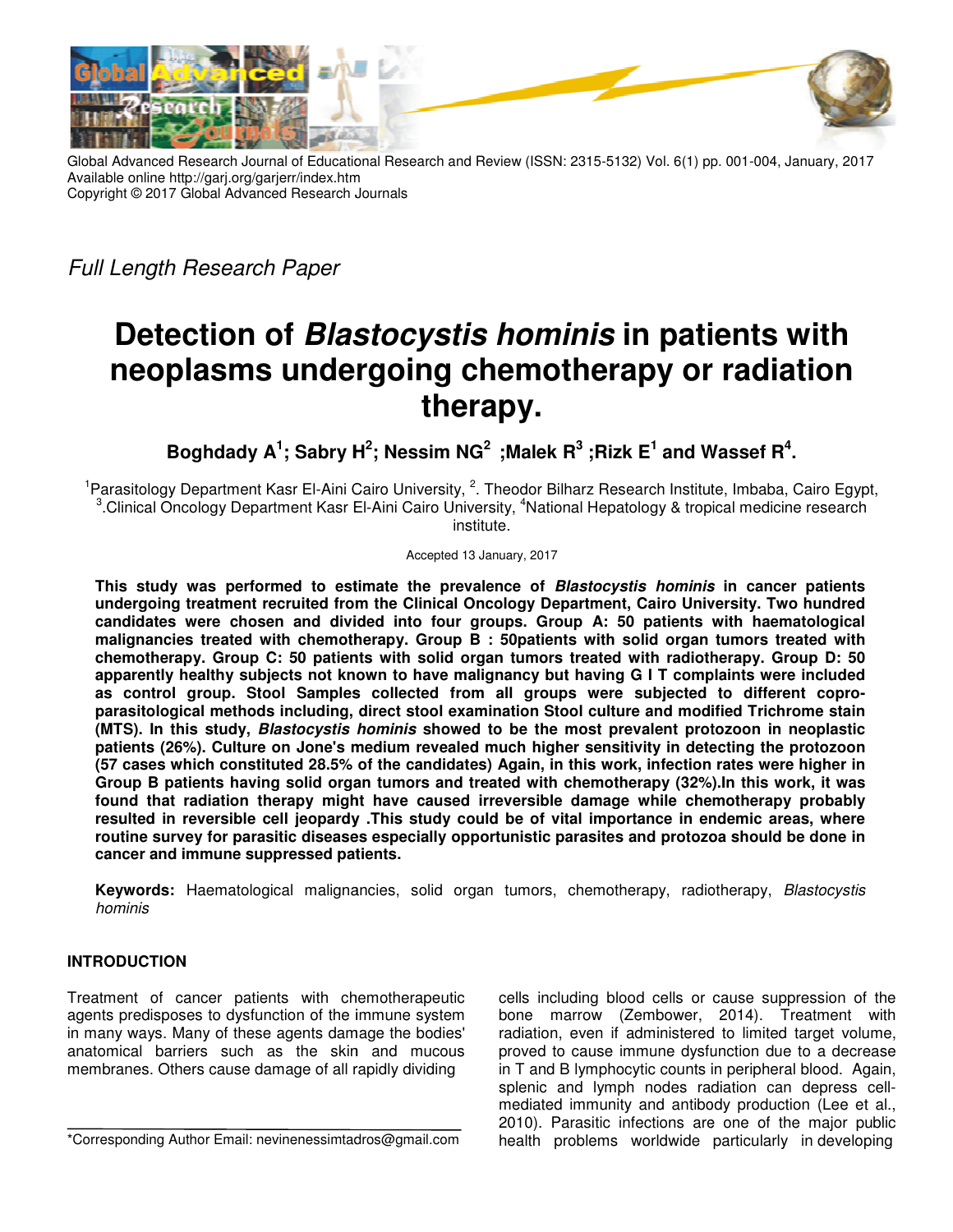Global Advanced Research Journal of Educational Research and Review (ISSN: 2315-5132) Vol. 6(1) pp. 001-004, January, 2017
Available online http://garj.org/garjerr/index.htm
Copyright © 2017 Global Advanced Research Journals

*Full Length Research Paper*

# Detection of *Blastocystis hominis* in patients with neoplasms undergoing chemotherapy or radiation therapy.

**Boghdady A[1]; Sabry H[2]; Nessim NG[2] ;Malek R[3] ;Rizk E[1] and Wassef R[4].**

[1]Parasitology Department Kasr El-Aini Cairo University, [2]. Theodor Bilharz Research Institute, Imbaba, Cairo Egypt, [3].Clinical Oncology Department Kasr El-Aini Cairo University, [4]National Hepatology & tropical medicine research institute.

Accepted 13 January, 2017

**This study was performed to estimate the prevalence of *Blastocystis hominis* in cancer patients undergoing treatment recruited from the Clinical Oncology Department, Cairo University. Two hundred candidates were chosen and divided into four groups. Group A: 50 patients with haematological malignancies treated with chemotherapy. Group B : 50patients with solid organ tumors treated with chemotherapy. Group C: 50 patients with solid organ tumors treated with radiotherapy. Group D: 50 apparently healthy subjects not known to have malignancy but having G I T complaints were included as control group. Stool Samples collected from all groups were subjected to different copro-parasitological methods including, direct stool examination Stool culture and modified Trichrome stain (MTS). In this study, *Blastocystis hominis* showed to be the most prevalent protozoon in neoplastic patients (26%). Culture on Jone's medium revealed much higher sensitivity in detecting the protozoon (57 cases which constituted 28.5% of the candidates) Again, in this work, infection rates were higher in Group B patients having solid organ tumors and treated with chemotherapy (32%).In this work, it was found that radiation therapy might have caused irreversible damage while chemotherapy probably resulted in reversible cell jeopardy .This study could be of vital importance in endemic areas, where routine survey for parasitic diseases especially opportunistic parasites and protozoa should be done in cancer and immune suppressed patients.**

**Keywords:** Haematological malignancies, solid organ tumors, chemotherapy, radiotherapy, *Blastocystis hominis*

## INTRODUCTION

Treatment of cancer patients with chemotherapeutic agents predisposes to dysfunction of the immune system in many ways. Many of these agents damage the bodies' anatomical barriers such as the skin and mucous membranes. Others cause damage of all rapidly dividing cells including blood cells or cause suppression of the bone marrow (Zembower, 2014). Treatment with radiation, even if administered to limited target volume, proved to cause immune dysfunction due to a decrease in T and B lymphocytic counts in peripheral blood. Again, splenic and lymph nodes radiation can depress cell-mediated immunity and antibody production (Lee et al., 2010). Parasitic infections are one of the major public health problems worldwide particularly in developing

*Corresponding Author Email: nevinenessimtadros@gmail.com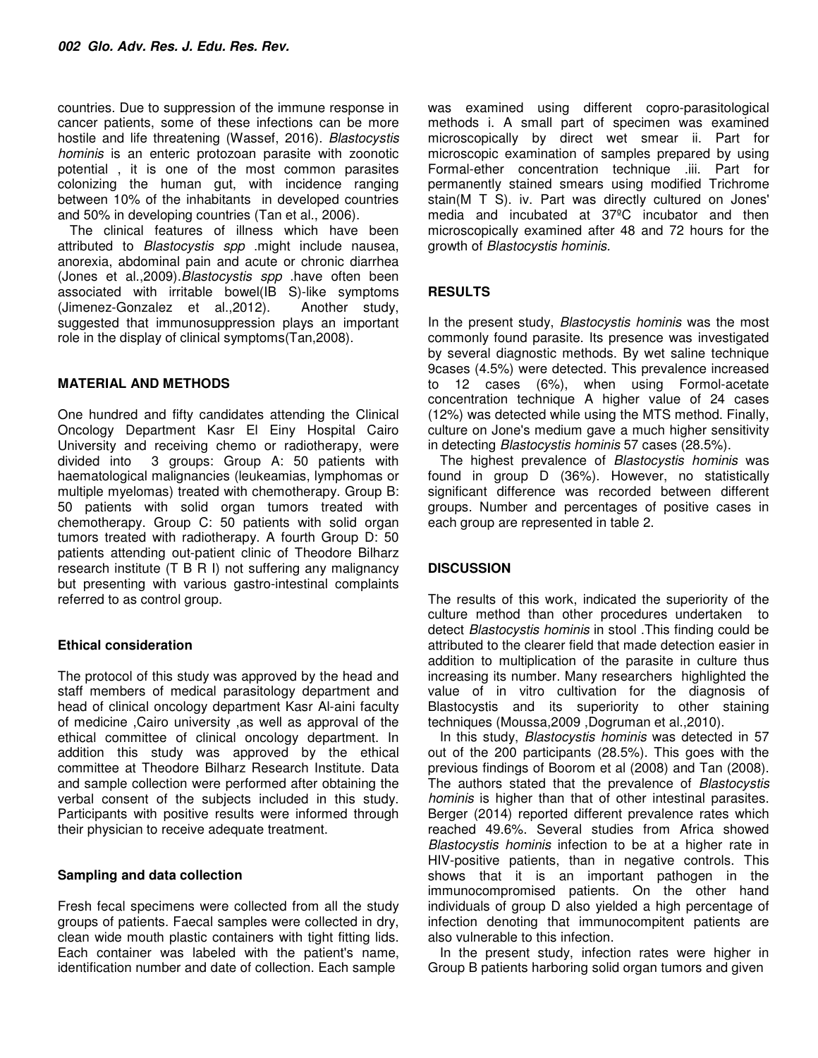countries. Due to suppression of the immune response in cancer patients, some of these infections can be more hostile and life threatening (Wassef, 2016). *Blastocystis hominis* is an enteric protozoan parasite with zoonotic potential , it is one of the most common parasites colonizing the human gut, with incidence ranging between 10% of the inhabitants in developed countries and 50% in developing countries (Tan et al., 2006).

The clinical features of illness which have been attributed to *Blastocystis spp* .might include nausea, anorexia, abdominal pain and acute or chronic diarrhea (Jones et al.,2009).*Blastocystis spp* .have often been associated with irritable bowel(IB S)-like symptoms (Jimenez-Gonzalez et al.,2012). Another study, suggested that immunosuppression plays an important role in the display of clinical symptoms(Tan,2008).

## MATERIAL AND METHODS

One hundred and fifty candidates attending the Clinical Oncology Department Kasr El Einy Hospital Cairo University and receiving chemo or radiotherapy, were divided into 3 groups: Group A: 50 patients with haematological malignancies (leukeamias, lymphomas or multiple myelomas) treated with chemotherapy. Group B: 50 patients with solid organ tumors treated with chemotherapy. Group C: 50 patients with solid organ tumors treated with radiotherapy. A fourth Group D: 50 patients attending out-patient clinic of Theodore Bilharz research institute (T B R I) not suffering any malignancy but presenting with various gastro-intestinal complaints referred to as control group.

### Ethical consideration

The protocol of this study was approved by the head and staff members of medical parasitology department and head of clinical oncology department Kasr Al-aini faculty of medicine ,Cairo university ,as well as approval of the ethical committee of clinical oncology department. In addition this study was approved by the ethical committee at Theodore Bilharz Research Institute. Data and sample collection were performed after obtaining the verbal consent of the subjects included in this study. Participants with positive results were informed through their physician to receive adequate treatment.

### Sampling and data collection

Fresh fecal specimens were collected from all the study groups of patients. Faecal samples were collected in dry, clean wide mouth plastic containers with tight fitting lids. Each container was labeled with the patient's name, identification number and date of collection. Each sample was examined using different copro-parasitological methods i. A small part of specimen was examined microscopically by direct wet smear ii. Part for microscopic examination of samples prepared by using Formal-ether concentration technique .iii. Part for permanently stained smears using modified Trichrome stain(M T S). iv. Part was directly cultured on Jones' media and incubated at 37ºC incubator and then microscopically examined after 48 and 72 hours for the growth of *Blastocystis hominis*.

## RESULTS

In the present study, *Blastocystis hominis* was the most commonly found parasite. Its presence was investigated by several diagnostic methods. By wet saline technique 9cases (4.5%) were detected. This prevalence increased to 12 cases (6%), when using Formol-acetate concentration technique A higher value of 24 cases (12%) was detected while using the MTS method. Finally, culture on Jone's medium gave a much higher sensitivity in detecting *Blastocystis hominis* 57 cases (28.5%).

The highest prevalence of *Blastocystis hominis* was found in group D (36%). However, no statistically significant difference was recorded between different groups. Number and percentages of positive cases in each group are represented in table 2.

## DISCUSSION

The results of this work, indicated the superiority of the culture method than other procedures undertaken to detect *Blastocystis hominis* in stool .This finding could be attributed to the clearer field that made detection easier in addition to multiplication of the parasite in culture thus increasing its number. Many researchers highlighted the value of in vitro cultivation for the diagnosis of Blastocystis and its superiority to other staining techniques (Moussa,2009 ,Dogruman et al.,2010).

In this study, *Blastocystis hominis* was detected in 57 out of the 200 participants (28.5%). This goes with the previous findings of Boorom et al (2008) and Tan (2008). The authors stated that the prevalence of *Blastocystis hominis* is higher than that of other intestinal parasites. Berger (2014) reported different prevalence rates which reached 49.6%. Several studies from Africa showed *Blastocystis hominis* infection to be at a higher rate in HIV-positive patients, than in negative controls. This shows that it is an important pathogen in the immunocompromised patients. On the other hand individuals of group D also yielded a high percentage of infection denoting that immunocompitent patients are also vulnerable to this infection.

In the present study, infection rates were higher in Group B patients harboring solid organ tumors and given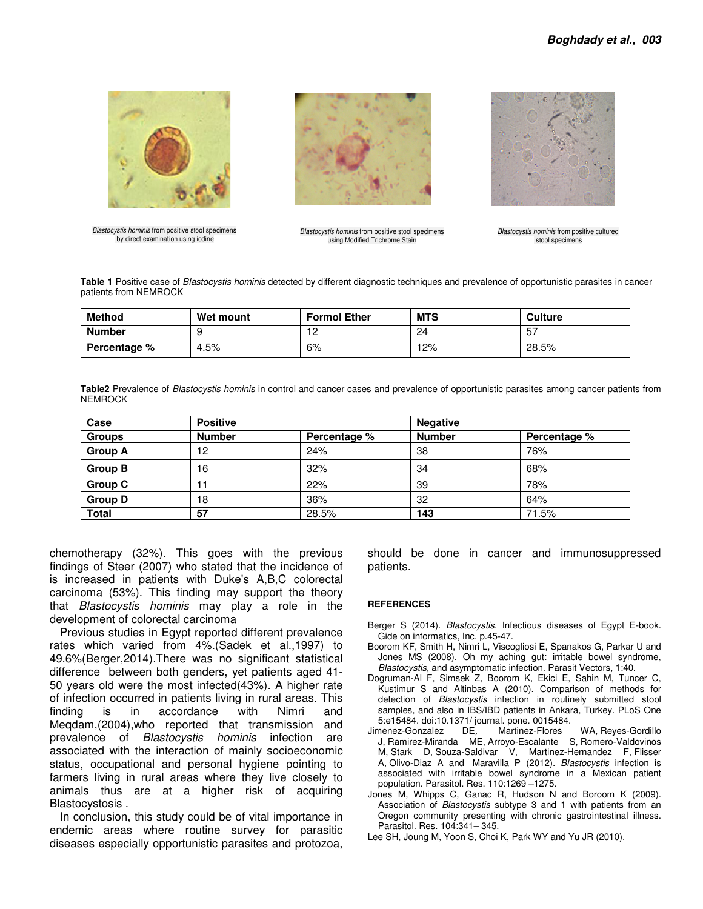*Blastocystis hominis* from positive stool specimens by direct examination using iodine

*Blastocystis hominis* from positive stool specimens using Modified Trichrome Stain

*Blastocystis hominis* from positive cultured stool specimens

**Table 1** Positive case of *Blastocystis hominis* detected by different diagnostic techniques and prevalence of opportunistic parasites in cancer patients from NEMROCK

| Method | Wet mount | Formol Ether | MTS | Culture |
|---|---|---|---|---|
| Number | 9 | 12 | 24 | 57 |
| Percentage % | 4.5% | 6% | 12% | 28.5% |

**Table2** Prevalence of *Blastocystis hominis* in control and cancer cases and prevalence of opportunistic parasites among cancer patients from NEMROCK

| Case | Positive | | Negative | |
|---|---|---|---|---|
| Groups | Number | Percentage % | Number | Percentage % |
| Group A | 12 | 24% | 38 | 76% |
| Group B | 16 | 32% | 34 | 68% |
| Group C | 11 | 22% | 39 | 78% |
| Group D | 18 | 36% | 32 | 64% |
| **Total** | **57** | 28.5% | **143** | 71.5% |

chemotherapy (32%). This goes with the previous findings of Steer (2007) who stated that the incidence of is increased in patients with Duke's A,B,C colorectal carcinoma (53%). This finding may support the theory that *Blastocystis hominis* may play a role in the development of colorectal carcinoma

Previous studies in Egypt reported different prevalence rates which varied from 4%.(Sadek et al.,1997) to 49.6%(Berger,2014).There was no significant statistical difference between both genders, yet patients aged 41-50 years old were the most infected(43%). A higher rate of infection occurred in patients living in rural areas. This finding is in accordance with Nimri and Meqdam,(2004),who reported that transmission and prevalence of *Blastocystis hominis* infection are associated with the interaction of mainly socioeconomic status, occupational and personal hygiene pointing to farmers living in rural areas where they live closely to animals thus are at a higher risk of acquiring Blastocystosis .

In conclusion, this study could be of vital importance in endemic areas where routine survey for parasitic diseases especially opportunistic parasites and protozoa, should be done in cancer and immunosuppressed patients.

## REFERENCES

Berger S (2014). *Blastocystis*. Infectious diseases of Egypt E-book. Gide on informatics, Inc. p.45-47.

Boorom KF, Smith H, Nimri L, Viscogliosi E, Spanakos G, Parkar U and Jones MS (2008). Oh my aching gut: irritable bowel syndrome, *Blastocystis*, and asymptomatic infection. Parasit Vectors, 1:40.

Dogruman-Al F, Simsek Z, Boorom K, Ekici E, Sahin M, Tuncer C, Kustimur S and Altinbas A (2010). Comparison of methods for detection of *Blastocystis* infection in routinely submitted stool samples, and also in IBS/IBD patients in Ankara, Turkey. PLoS One 5:e15484. doi:10.1371/ journal. pone. 0015484.

Jimenez-Gonzalez DE, Martinez-Flores WA, Reyes-Gordillo J, Ramirez-Miranda ME, Arroyo-Escalante S, Romero-Valdovinos M, Stark D, Souza-Saldivar V, Martinez-Hernandez F, Flisser A, Olivo-Diaz A and Maravilla P (2012). *Blastocystis* infection is associated with irritable bowel syndrome in a Mexican patient population. Parasitol. Res. 110:1269 –1275.

Jones M, Whipps C, Ganac R, Hudson N and Boroom K (2009). Association of *Blastocystis* subtype 3 and 1 with patients from an Oregon community presenting with chronic gastrointestinal illness. Parasitol. Res. 104:341– 345.

Lee SH, Joung M, Yoon S, Choi K, Park WY and Yu JR (2010).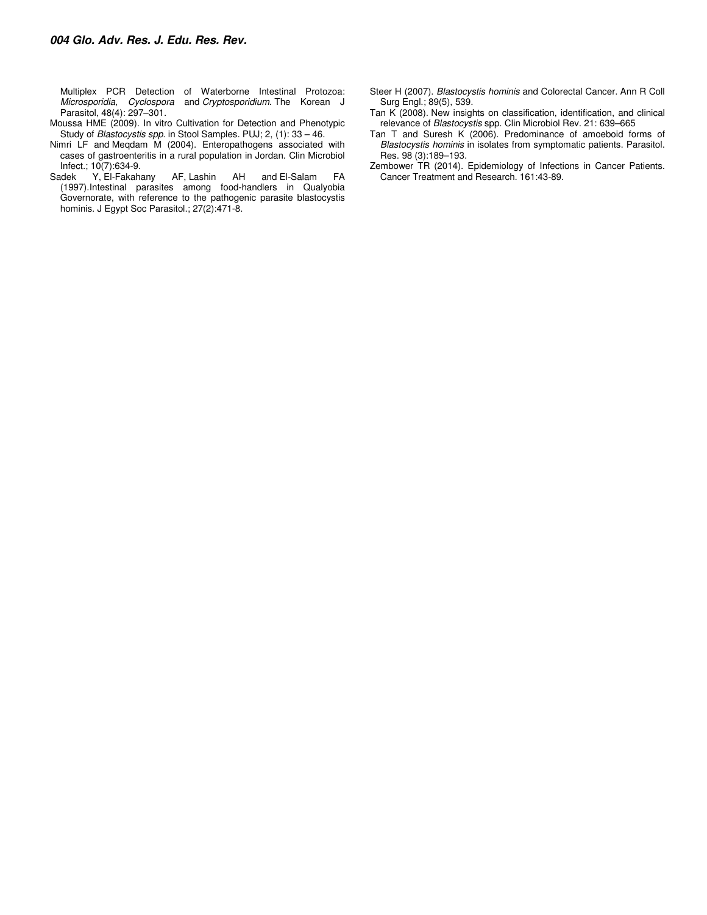Multiplex PCR Detection of Waterborne Intestinal Protozoa: *Microsporidia*, *Cyclospora* and *Cryptosporidium*. The Korean J Parasitol, 48(4): 297–301.

Moussa HME (2009). In vitro Cultivation for Detection and Phenotypic Study of *Blastocystis spp.* in Stool Samples. PUJ; 2, (1): 33 – 46.

Nimri LF and Meqdam M (2004). Enteropathogens associated with cases of gastroenteritis in a rural population in Jordan. Clin Microbiol Infect.; 10(7):634-9.

Sadek Y, El-Fakahany AF, Lashin AH and El-Salam FA (1997).Intestinal parasites among food-handlers in Qualyobia Governorate, with reference to the pathogenic parasite blastocystis hominis. J Egypt Soc Parasitol.; 27(2):471-8.

Steer H (2007). *Blastocystis hominis* and Colorectal Cancer. Ann R Coll Surg Engl.; 89(5), 539.

Tan K (2008). New insights on classification, identification, and clinical relevance of *Blastocystis* spp. Clin Microbiol Rev. 21: 639–665

Tan T and Suresh K (2006). Predominance of amoeboid forms of *Blastocystis hominis* in isolates from symptomatic patients. Parasitol. Res. 98 (3):189–193.

Zembower TR (2014). Epidemiology of Infections in Cancer Patients. Cancer Treatment and Research. 161:43-89.